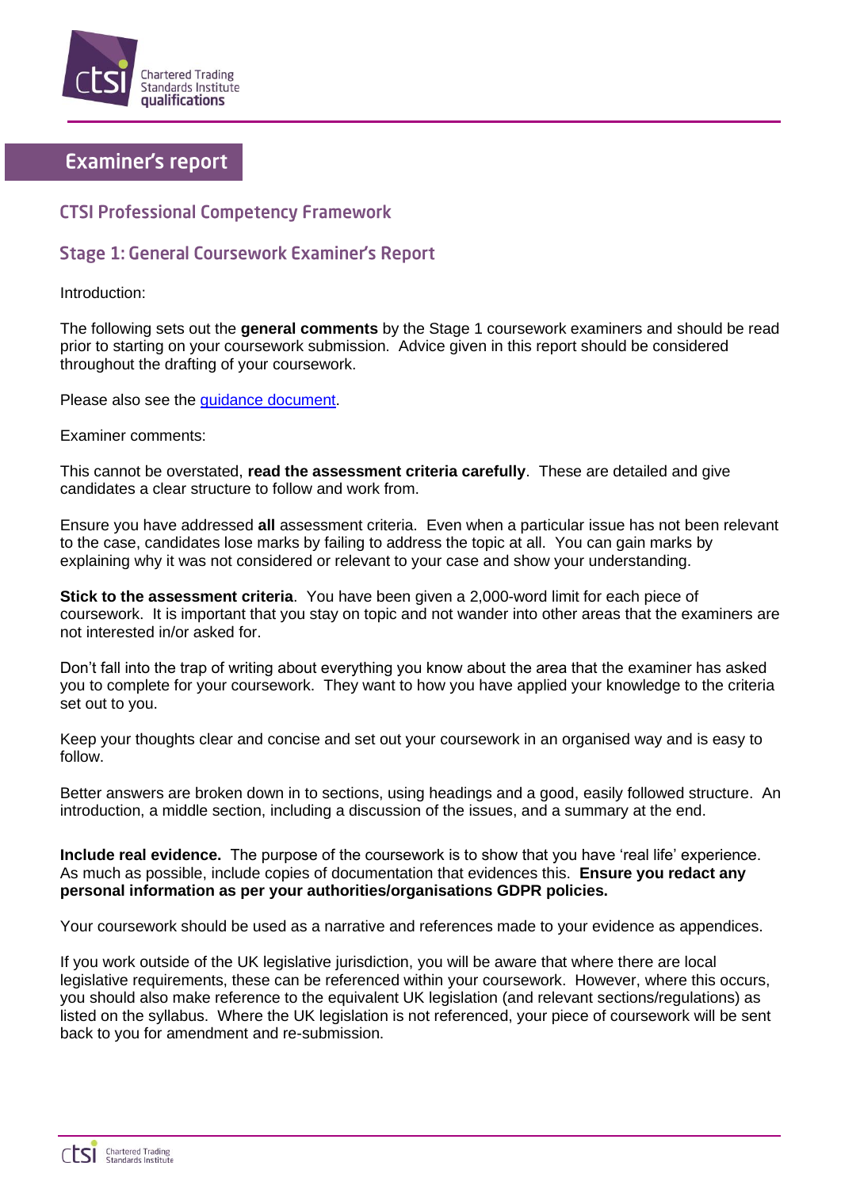# Examiner's report

## CTSI Professional Competency Framework

## Stage 1: General Coursework Examiner's Report

Introduction:

The following sets out the **general comments** by the Stage 1 coursework examiners and should be read prior to starting on your coursework submission. Advice given in this report should be considered throughout the drafting of your coursework.

Please also see the guidance document.

Examiner comments:

This cannot be overstated, **read the assessment criteria carefully**. These are detailed and give candidates a clear structure to follow and work from.

Ensure you have addressed **all** assessment criteria. Even when a particular issue has not been relevant to the case, candidates lose marks by failing to address the topic at all. You can gain marks by explaining why it was not considered or relevant to your case and show your understanding.

**Stick to the assessment criteria**. You have been given a 2,000-word limit for each piece of coursework. It is important that you stay on topic and not wander into other areas that the examiners are not interested in/or asked for.

Don't fall into the trap of writing about everything you know about the area that the examiner has asked you to complete for your coursework. They want to how you have applied your knowledge to the criteria set out to you.

Keep your thoughts clear and concise and set out your coursework in an organised way and is easy to follow.

Better answers are broken down in to sections, using headings and a good, easily followed structure. An introduction, a middle section, including a discussion of the issues, and a summary at the end.

**Include real evidence.** The purpose of the coursework is to show that you have 'real life' experience. As much as possible, include copies of documentation that evidences this. **Ensure you redact any personal information as per your authorities/organisations GDPR policies.**

Your coursework should be used as a narrative and references made to your evidence as appendices.

If you work outside of the UK legislative jurisdiction, you will be aware that where there are local legislative requirements, these can be referenced within your coursework. However, where this occurs, you should also make reference to the equivalent UK legislation (and relevant sections/regulations) as listed on the syllabus. Where the UK legislation is not referenced, your piece of coursework will be sent back to you for amendment and re-submission.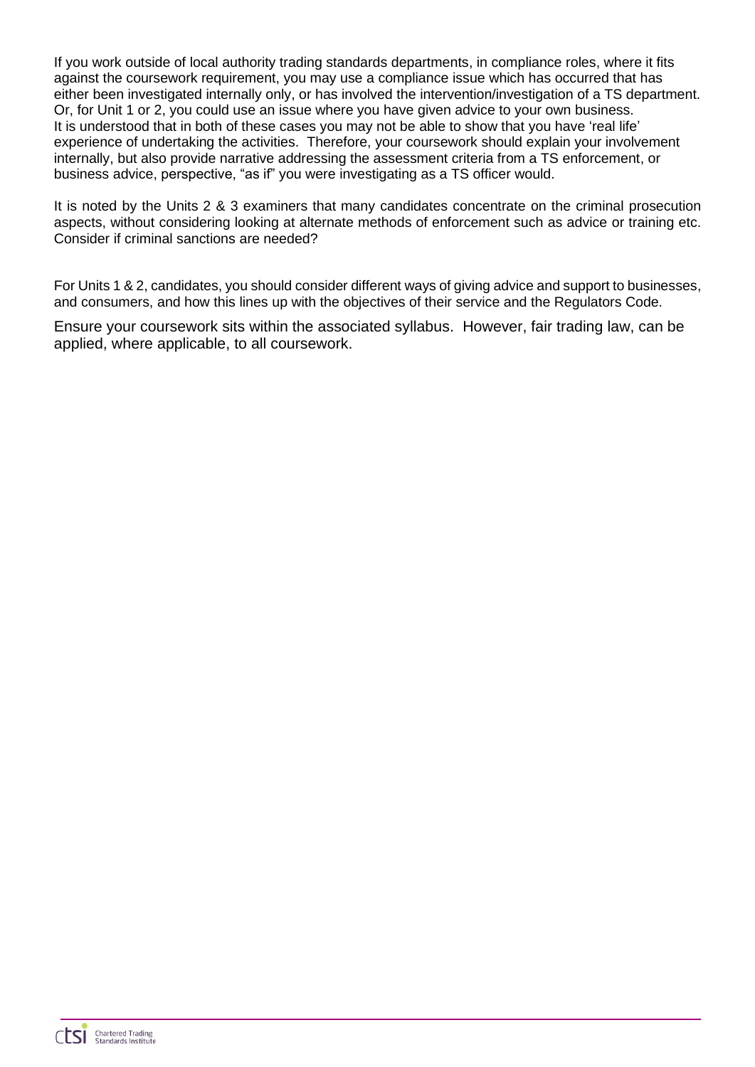If you work outside of local authority trading standards departments, in compliance roles, where it fits against the coursework requirement, you may use a compliance issue which has occurred that has either been investigated internally only, or has involved the intervention/investigation of a TS department. Or, for Unit 1 or 2, you could use an issue where you have given advice to your own business. It is understood that in both of these cases you may not be able to show that you have 'real life' experience of undertaking the activities. Therefore, your coursework should explain your involvement internally, but also provide narrative addressing the assessment criteria from a TS enforcement, or business advice, perspective, "as if" you were investigating as a TS officer would.

It is noted by the Units 2 & 3 examiners that many candidates concentrate on the criminal prosecution aspects, without considering looking at alternate methods of enforcement such as advice or training etc. Consider if criminal sanctions are needed?

For Units 1 & 2, candidates, you should consider different ways of giving advice and support to businesses, and consumers, and how this lines up with the objectives of their service and the Regulators Code.

Ensure your coursework sits within the associated syllabus. However, fair trading law, can be applied, where applicable, to all coursework.